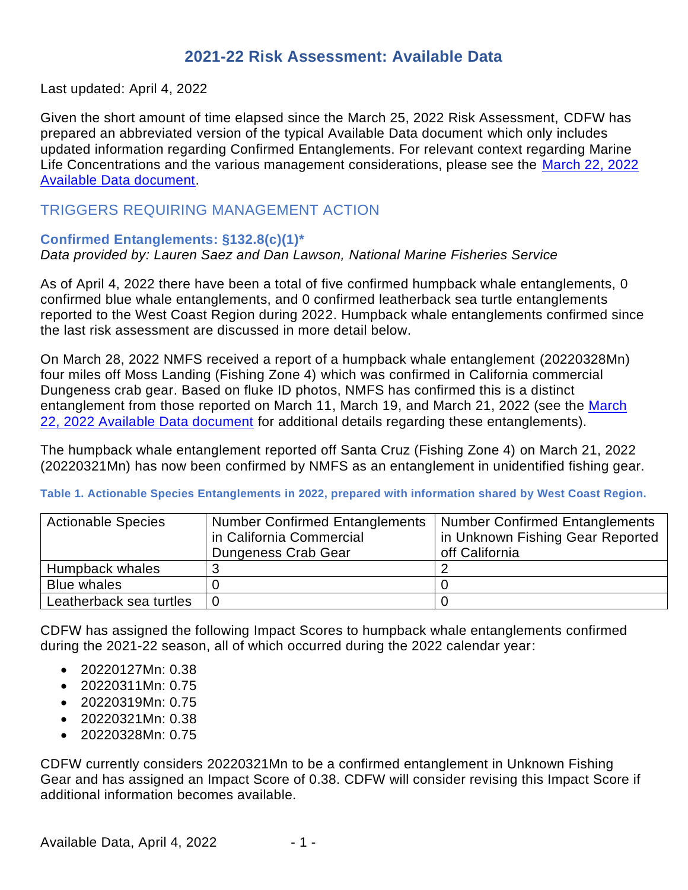# 2021-22 Risk Assessment: Available Data

Last updated: April 4, 2022

Given the short amount of time elapsed since the March 25, 2022 Risk Assessment, CDFW has prepared an abbreviated version of the typical Available Data document which only includes updated information regarding Confirmed Entanglements. For relevant context regarding Marine Life Concentrations and the various management considerations, please see the [March 22, 2022 Available Data document](#).

## TRIGGERS REQUIRING MANAGEMENT ACTION

### Confirmed Entanglements: §132.8(c)(1)*

*Data provided by: Lauren Saez and Dan Lawson, National Marine Fisheries Service*

As of April 4, 2022 there have been a total of five confirmed humpback whale entanglements, 0 confirmed blue whale entanglements, and 0 confirmed leatherback sea turtle entanglements reported to the West Coast Region during 2022. Humpback whale entanglements confirmed since the last risk assessment are discussed in more detail below.

On March 28, 2022 NMFS received a report of a humpback whale entanglement (20220328Mn) four miles off Moss Landing (Fishing Zone 4) which was confirmed in California commercial Dungeness crab gear. Based on fluke ID photos, NMFS has confirmed this is a distinct entanglement from those reported on March 11, March 19, and March 21, 2022 (see the [March 22, 2022 Available Data document](#) for additional details regarding these entanglements).

The humpback whale entanglement reported off Santa Cruz (Fishing Zone 4) on March 21, 2022 (20220321Mn) has now been confirmed by NMFS as an entanglement in unidentified fishing gear.

**Table 1. Actionable Species Entanglements in 2022, prepared with information shared by West Coast Region.**

| Actionable Species | Number Confirmed Entanglements in California Commercial Dungeness Crab Gear | Number Confirmed Entanglements in Unknown Fishing Gear Reported off California |
|---|---|---|
| Humpback whales | 3 | 2 |
| Blue whales | 0 | 0 |
| Leatherback sea turtles | 0 | 0 |

CDFW has assigned the following Impact Scores to humpback whale entanglements confirmed during the 2021-22 season, all of which occurred during the 2022 calendar year:

- 20220127Mn: 0.38
- 20220311Mn: 0.75
- 20220319Mn: 0.75
- 20220321Mn: 0.38
- 20220328Mn: 0.75

CDFW currently considers 20220321Mn to be a confirmed entanglement in Unknown Fishing Gear and has assigned an Impact Score of 0.38. CDFW will consider revising this Impact Score if additional information becomes available.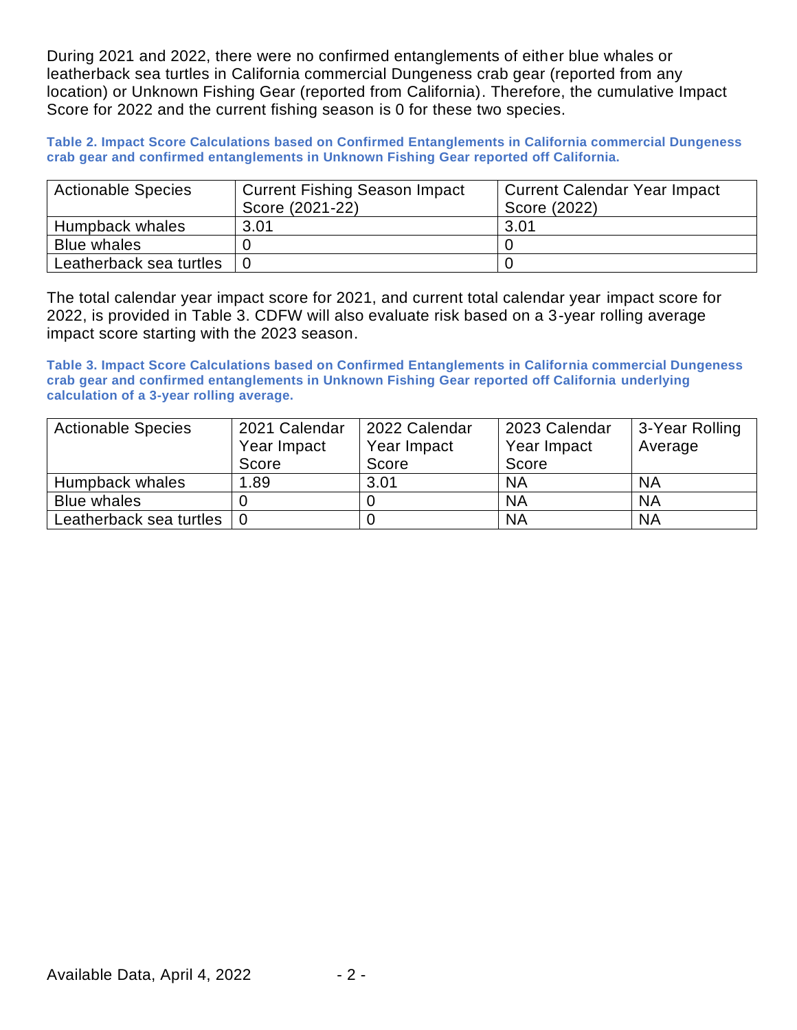During 2021 and 2022, there were no confirmed entanglements of either blue whales or leatherback sea turtles in California commercial Dungeness crab gear (reported from any location) or Unknown Fishing Gear (reported from California). Therefore, the cumulative Impact Score for 2022 and the current fishing season is 0 for these two species.

**Table 2. Impact Score Calculations based on Confirmed Entanglements in California commercial Dungeness crab gear and confirmed entanglements in Unknown Fishing Gear reported off California.**

| Actionable Species | Current Fishing Season Impact Score (2021-22) | Current Calendar Year Impact Score (2022) |
|---|---|---|
| Humpback whales | 3.01 | 3.01 |
| Blue whales | 0 | 0 |
| Leatherback sea turtles | 0 | 0 |

The total calendar year impact score for 2021, and current total calendar year impact score for 2022, is provided in Table 3. CDFW will also evaluate risk based on a 3-year rolling average impact score starting with the 2023 season.

**Table 3. Impact Score Calculations based on Confirmed Entanglements in California commercial Dungeness crab gear and confirmed entanglements in Unknown Fishing Gear reported off California underlying calculation of a 3-year rolling average.**

| Actionable Species | 2021 Calendar Year Impact Score | 2022 Calendar Year Impact Score | 2023 Calendar Year Impact Score | 3-Year Rolling Average |
|---|---|---|---|---|
| Humpback whales | 1.89 | 3.01 | NA | NA |
| Blue whales | 0 | 0 | NA | NA |
| Leatherback sea turtles | 0 | 0 | NA | NA |